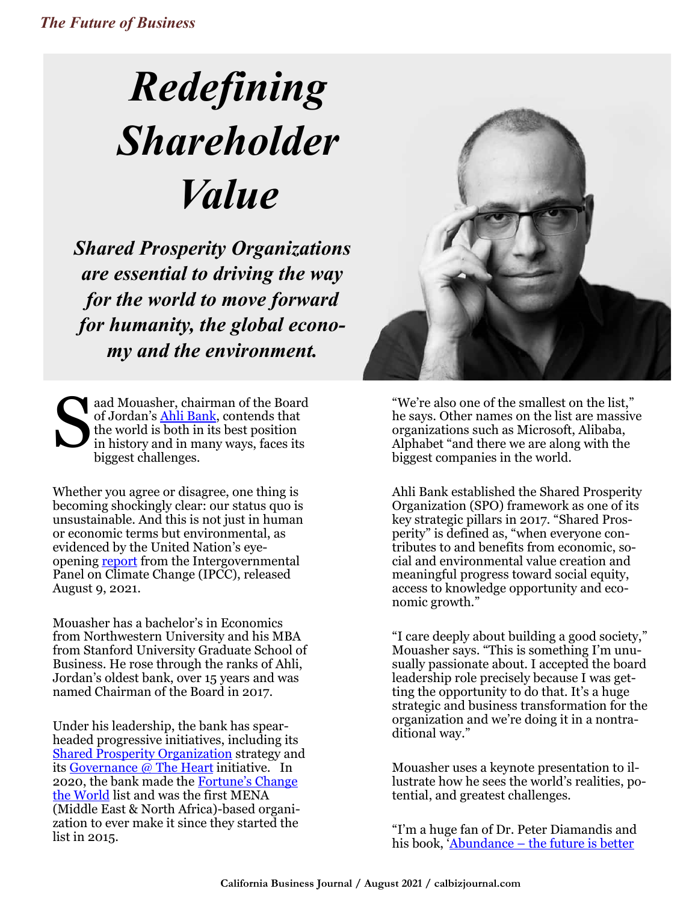# Redefining Shareholder Value

***Shared Prosperity Organizations are essential to driving the way for the world to move forward for humanity, the global economy and the environment.***

Saad Mouasher, chairman of the Board of Jordan's [Ahli Bank](), contends that the world is both in its best position in history and in many ways, faces its biggest challenges.

Whether you agree or disagree, one thing is becoming shockingly clear: our status quo is unsustainable. And this is not just in human or economic terms but environmental, as evidenced by the United Nation's eye-opening [report]() from the Intergovernmental Panel on Climate Change (IPCC), released August 9, 2021.

Mouasher has a bachelor's in Economics from Northwestern University and his MBA from Stanford University Graduate School of Business. He rose through the ranks of Ahli, Jordan's oldest bank, over 15 years and was named Chairman of the Board in 2017.

Under his leadership, the bank has spearheaded progressive initiatives, including its [Shared Prosperity Organization]() strategy and its [Governance @ The Heart]() initiative. In 2020, the bank made the [Fortune's Change the World]() list and was the first MENA (Middle East & North Africa)-based organization to ever make it since they started the list in 2015.

"We're also one of the smallest on the list," he says. Other names on the list are massive organizations such as Microsoft, Alibaba, Alphabet "and there we are along with the biggest companies in the world.

Ahli Bank established the Shared Prosperity Organization (SPO) framework as one of its key strategic pillars in 2017. "Shared Prosperity" is defined as, "when everyone contributes to and benefits from economic, social and environmental value creation and meaningful progress toward social equity, access to knowledge opportunity and economic growth."

"I care deeply about building a good society," Mouasher says. "This is something I'm unusually passionate about. I accepted the board leadership role precisely because I was getting the opportunity to do that. It's a huge strategic and business transformation for the organization and we're doing it in a nontraditional way."

Mouasher uses a keynote presentation to illustrate how he sees the world's realities, potential, and greatest challenges.

"I'm a huge fan of Dr. Peter Diamandis and his book, '[Abundance – the future is better]()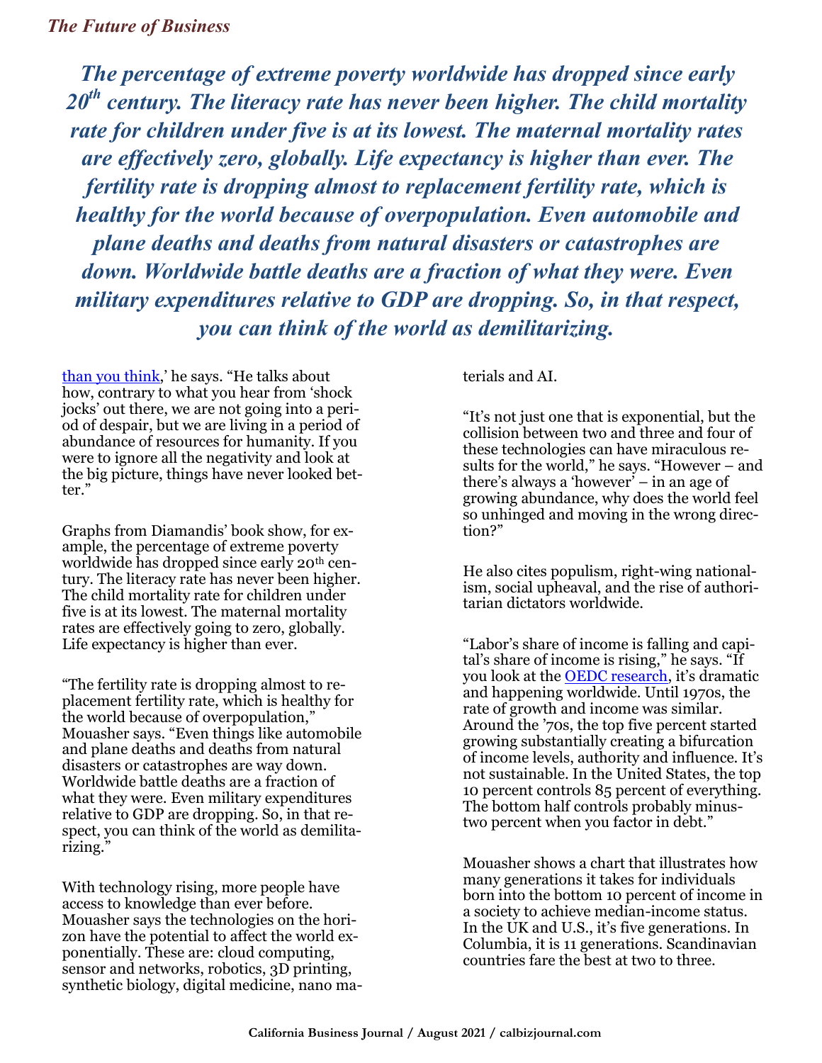*The percentage of extreme poverty worldwide has dropped since early 20th century. The literacy rate has never been higher. The child mortality rate for children under five is at its lowest. The maternal mortality rates are effectively zero, globally. Life expectancy is higher than ever. The fertility rate is dropping almost to replacement fertility rate, which is healthy for the world because of overpopulation. Even automobile and plane deaths and deaths from natural disasters or catastrophes are down. Worldwide battle deaths are a fraction of what they were. Even military expenditures relative to GDP are dropping. So, in that respect, you can think of the world as demilitarizing.*

than you think,' he says. "He talks about how, contrary to what you hear from 'shock jocks' out there, we are not going into a period of despair, but we are living in a period of abundance of resources for humanity. If you were to ignore all the negativity and look at the big picture, things have never looked better."

Graphs from Diamandis' book show, for example, the percentage of extreme poverty worldwide has dropped since early 20th century. The literacy rate has never been higher. The child mortality rate for children under five is at its lowest. The maternal mortality rates are effectively going to zero, globally. Life expectancy is higher than ever.

"The fertility rate is dropping almost to replacement fertility rate, which is healthy for the world because of overpopulation," Mouasher says. "Even things like automobile and plane deaths and deaths from natural disasters or catastrophes are way down. Worldwide battle deaths are a fraction of what they were. Even military expenditures relative to GDP are dropping. So, in that respect, you can think of the world as demilitarizing."

With technology rising, more people have access to knowledge than ever before. Mouasher says the technologies on the horizon have the potential to affect the world exponentially. These are: cloud computing, sensor and networks, robotics, 3D printing, synthetic biology, digital medicine, nano materials and AI.

"It's not just one that is exponential, but the collision between two and three and four of these technologies can have miraculous results for the world," he says. "However – and there's always a 'however' – in an age of growing abundance, why does the world feel so unhinged and moving in the wrong direction?"

He also cites populism, right-wing nationalism, social upheaval, and the rise of authoritarian dictators worldwide.

"Labor's share of income is falling and capital's share of income is rising," he says. "If you look at the OEDC research, it's dramatic and happening worldwide. Until 1970s, the rate of growth and income was similar. Around the '70s, the top five percent started growing substantially creating a bifurcation of income levels, authority and influence. It's not sustainable. In the United States, the top 10 percent controls 85 percent of everything. The bottom half controls probably minus-two percent when you factor in debt."

Mouasher shows a chart that illustrates how many generations it takes for individuals born into the bottom 10 percent of income in a society to achieve median-income status. In the UK and U.S., it's five generations. In Columbia, it is 11 generations. Scandinavian countries fare the best at two to three.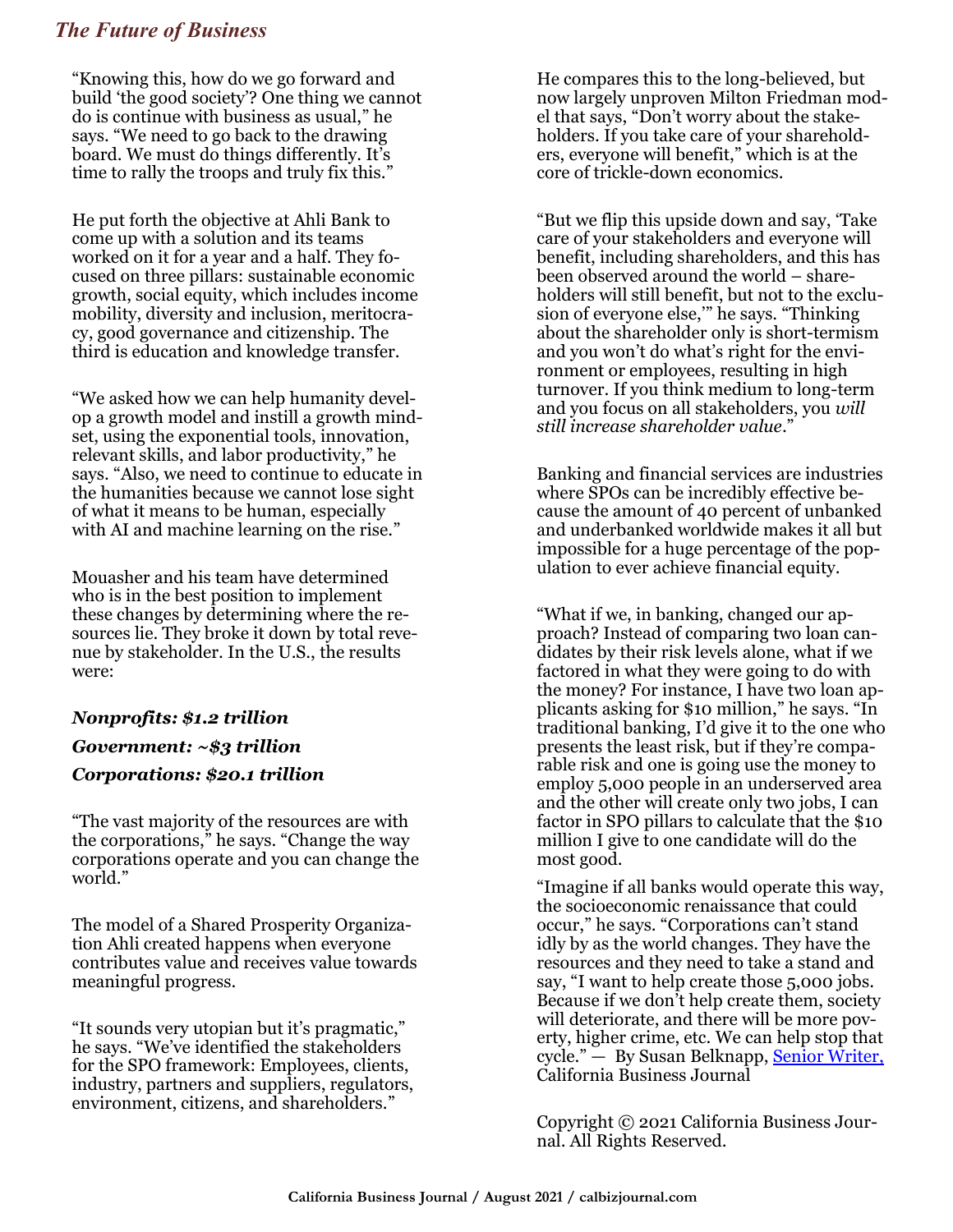"Knowing this, how do we go forward and build 'the good society'? One thing we cannot do is continue with business as usual," he says. "We need to go back to the drawing board. We must do things differently. It's time to rally the troops and truly fix this."

He put forth the objective at Ahli Bank to come up with a solution and its teams worked on it for a year and a half. They focused on three pillars: sustainable economic growth, social equity, which includes income mobility, diversity and inclusion, meritocracy, good governance and citizenship. The third is education and knowledge transfer.

"We asked how we can help humanity develop a growth model and instill a growth mindset, using the exponential tools, innovation, relevant skills, and labor productivity," he says. "Also, we need to continue to educate in the humanities because we cannot lose sight of what it means to be human, especially with AI and machine learning on the rise."

Mouasher and his team have determined who is in the best position to implement these changes by determining where the resources lie. They broke it down by total revenue by stakeholder. In the U.S., the results were:

***Nonprofits: $1.2 trillion***

***Government: ~$3 trillion***

***Corporations: $20.1 trillion***

"The vast majority of the resources are with the corporations," he says. "Change the way corporations operate and you can change the world."

The model of a Shared Prosperity Organization Ahli created happens when everyone contributes value and receives value towards meaningful progress.

"It sounds very utopian but it's pragmatic," he says. "We've identified the stakeholders for the SPO framework: Employees, clients, industry, partners and suppliers, regulators, environment, citizens, and shareholders."

He compares this to the long-believed, but now largely unproven Milton Friedman model that says, "Don't worry about the stakeholders. If you take care of your shareholders, everyone will benefit," which is at the core of trickle-down economics.

"But we flip this upside down and say, 'Take care of your stakeholders and everyone will benefit, including shareholders, and this has been observed around the world – shareholders will still benefit, but not to the exclusion of everyone else,'" he says. "Thinking about the shareholder only is short-termism and you won't do what's right for the environment or employees, resulting in high turnover. If you think medium to long-term and you focus on all stakeholders, you *will still increase shareholder value*."

Banking and financial services are industries where SPOs can be incredibly effective because the amount of 40 percent of unbanked and underbanked worldwide makes it all but impossible for a huge percentage of the population to ever achieve financial equity.

"What if we, in banking, changed our approach? Instead of comparing two loan candidates by their risk levels alone, what if we factored in what they were going to do with the money? For instance, I have two loan applicants asking for $10 million," he says. "In traditional banking, I'd give it to the one who presents the least risk, but if they're comparable risk and one is going use the money to employ 5,000 people in an underserved area and the other will create only two jobs, I can factor in SPO pillars to calculate that the $10 million I give to one candidate will do the most good.

"Imagine if all banks would operate this way, the socioeconomic renaissance that could occur," he says. "Corporations can't stand idly by as the world changes. They have the resources and they need to take a stand and say, "I want to help create those 5,000 jobs. Because if we don't help create them, society will deteriorate, and there will be more poverty, higher crime, etc. We can help stop that cycle." — By Susan Belknapp, [Senior Writer,](#) California Business Journal

Copyright © 2021 California Business Journal. All Rights Reserved.